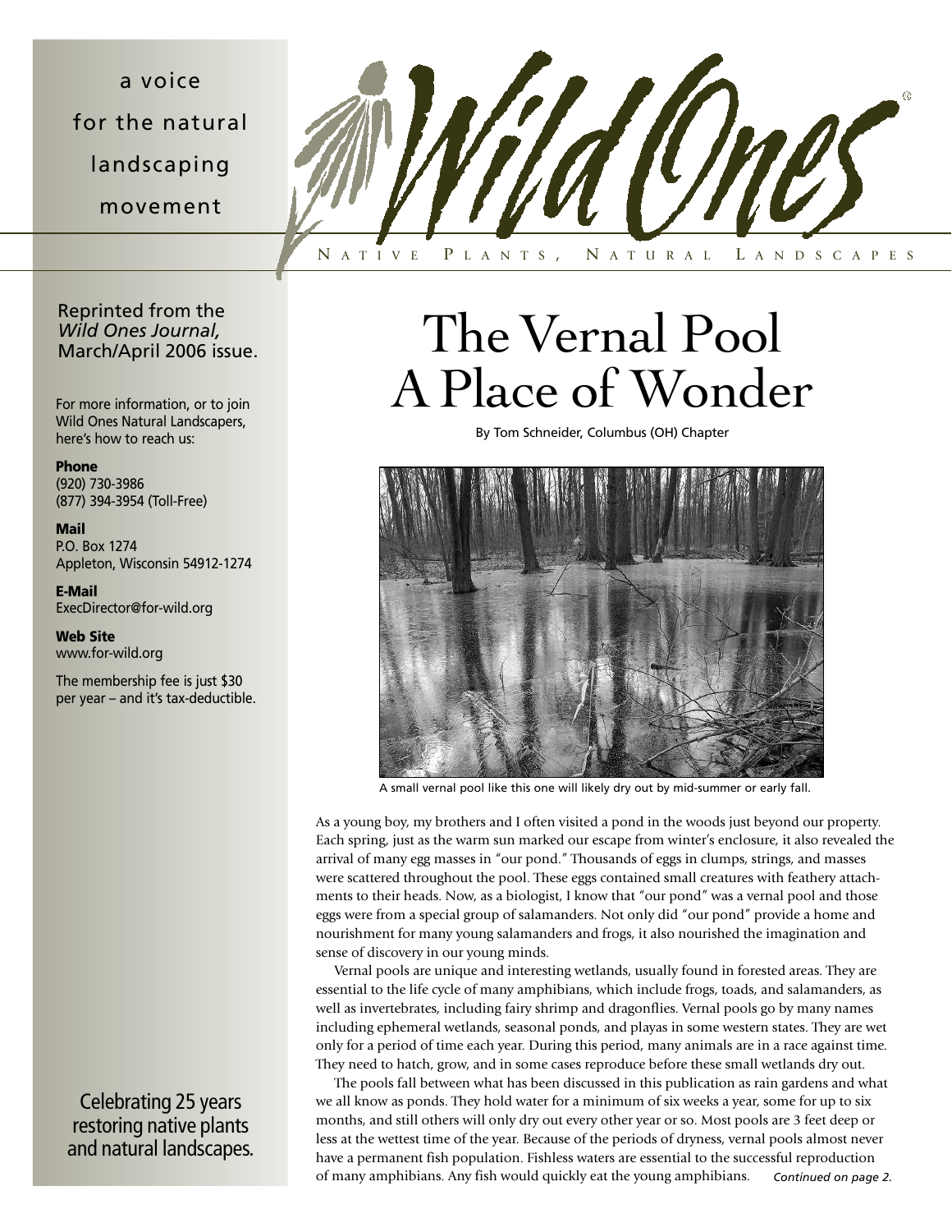a voice for the natural landscaping movement

# Wild Ones

NATIVE PLANTS, NATURAL LANDSCAPES

Reprinted from the *Wild Ones Journal,* March/April 2006 issue.

For more information, or to join Wild Ones Natural Landscapers, here's how to reach us:

**Phone**
(920) 730-3986
(877) 394-3954 (Toll-Free)

**Mail**
P.O. Box 1274
Appleton, Wisconsin 54912-1274

**E-Mail**
ExecDirector@for-wild.org

**Web Site**
www.for-wild.org

The membership fee is just $30 per year – and it's tax-deductible.

Celebrating 25 years restoring native plants and natural landscapes.

# The Vernal Pool A Place of Wonder

By Tom Schneider, Columbus (OH) Chapter

A small vernal pool like this one will likely dry out by mid-summer or early fall.

As a young boy, my brothers and I often visited a pond in the woods just beyond our property. Each spring, just as the warm sun marked our escape from winter's enclosure, it also revealed the arrival of many egg masses in "our pond." Thousands of eggs in clumps, strings, and masses were scattered throughout the pool. These eggs contained small creatures with feathery attachments to their heads. Now, as a biologist, I know that "our pond" was a vernal pool and those eggs were from a special group of salamanders. Not only did "our pond" provide a home and nourishment for many young salamanders and frogs, it also nourished the imagination and sense of discovery in our young minds.

Vernal pools are unique and interesting wetlands, usually found in forested areas. They are essential to the life cycle of many amphibians, which include frogs, toads, and salamanders, as well as invertebrates, including fairy shrimp and dragonflies. Vernal pools go by many names including ephemeral wetlands, seasonal ponds, and playas in some western states. They are wet only for a period of time each year. During this period, many animals are in a race against time. They need to hatch, grow, and in some cases reproduce before these small wetlands dry out.

The pools fall between what has been discussed in this publication as rain gardens and what we all know as ponds. They hold water for a minimum of six weeks a year, some for up to six months, and still others will only dry out every other year or so. Most pools are 3 feet deep or less at the wettest time of the year. Because of the periods of dryness, vernal pools almost never have a permanent fish population. Fishless waters are essential to the successful reproduction of many amphibians. Any fish would quickly eat the young amphibians. *Continued on page 2.*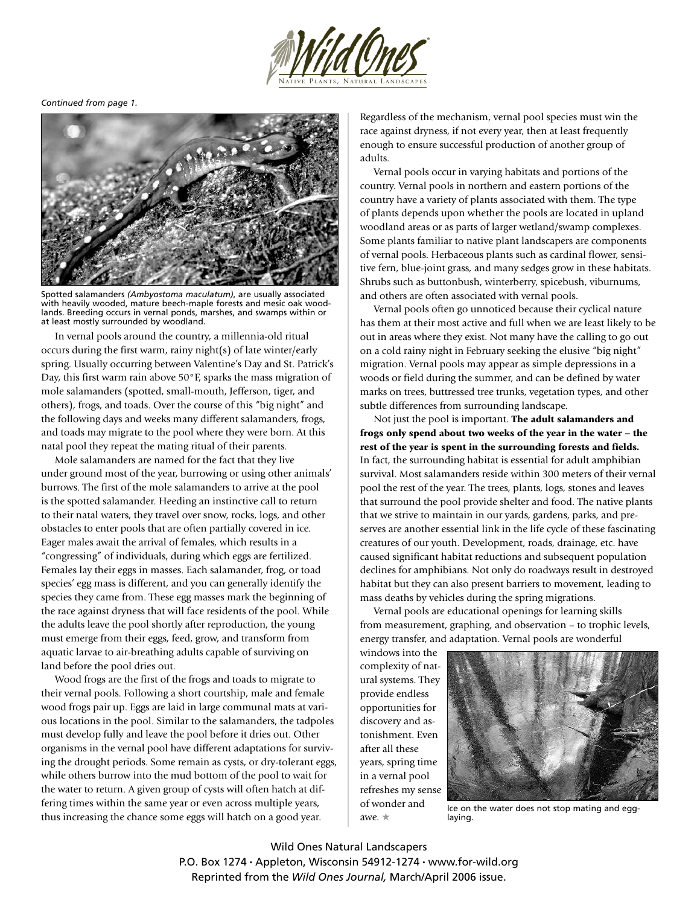*Continued from page 1.*

Spotted salamanders *(Ambyostoma maculatum)*, are usually associated with heavily wooded, mature beech-maple forests and mesic oak woodlands. Breeding occurs in vernal ponds, marshes, and swamps within or at least mostly surrounded by woodland.

In vernal pools around the country, a millennia-old ritual occurs during the first warm, rainy night(s) of late winter/early spring. Usually occurring between Valentine's Day and St. Patrick's Day, this first warm rain above 50°F, sparks the mass migration of mole salamanders (spotted, small-mouth, Jefferson, tiger, and others), frogs, and toads. Over the course of this "big night" and the following days and weeks many different salamanders, frogs, and toads may migrate to the pool where they were born. At this natal pool they repeat the mating ritual of their parents.

Mole salamanders are named for the fact that they live under ground most of the year, burrowing or using other animals' burrows. The first of the mole salamanders to arrive at the pool is the spotted salamander. Heeding an instinctive call to return to their natal waters, they travel over snow, rocks, logs, and other obstacles to enter pools that are often partially covered in ice. Eager males await the arrival of females, which results in a "congressing" of individuals, during which eggs are fertilized. Females lay their eggs in masses. Each salamander, frog, or toad species' egg mass is different, and you can generally identify the species they came from. These egg masses mark the beginning of the race against dryness that will face residents of the pool. While the adults leave the pool shortly after reproduction, the young must emerge from their eggs, feed, grow, and transform from aquatic larvae to air-breathing adults capable of surviving on land before the pool dries out.

Wood frogs are the first of the frogs and toads to migrate to their vernal pools. Following a short courtship, male and female wood frogs pair up. Eggs are laid in large communal mats at various locations in the pool. Similar to the salamanders, the tadpoles must develop fully and leave the pool before it dries out. Other organisms in the vernal pool have different adaptations for surviving the drought periods. Some remain as cysts, or dry-tolerant eggs, while others burrow into the mud bottom of the pool to wait for the water to return. A given group of cysts will often hatch at differing times within the same year or even across multiple years, thus increasing the chance some eggs will hatch on a good year. Regardless of the mechanism, vernal pool species must win the race against dryness, if not every year, then at least frequently enough to ensure successful production of another group of adults.

Vernal pools occur in varying habitats and portions of the country. Vernal pools in northern and eastern portions of the country have a variety of plants associated with them. The type of plants depends upon whether the pools are located in upland woodland areas or as parts of larger wetland/swamp complexes. Some plants familiar to native plant landscapers are components of vernal pools. Herbaceous plants such as cardinal flower, sensitive fern, blue-joint grass, and many sedges grow in these habitats. Shrubs such as buttonbush, winterberry, spicebush, viburnums, and others are often associated with vernal pools.

Vernal pools often go unnoticed because their cyclical nature has them at their most active and full when we are least likely to be out in areas where they exist. Not many have the calling to go out on a cold rainy night in February seeking the elusive "big night" migration. Vernal pools may appear as simple depressions in a woods or field during the summer, and can be defined by water marks on trees, buttressed tree trunks, vegetation types, and other subtle differences from surrounding landscape.

Not just the pool is important. **The adult salamanders and frogs only spend about two weeks of the year in the water – the rest of the year is spent in the surrounding forests and fields.** In fact, the surrounding habitat is essential for adult amphibian survival. Most salamanders reside within 300 meters of their vernal pool the rest of the year. The trees, plants, logs, stones and leaves that surround the pool provide shelter and food. The native plants that we strive to maintain in our yards, gardens, parks, and preserves are another essential link in the life cycle of these fascinating creatures of our youth. Development, roads, drainage, etc. have caused significant habitat reductions and subsequent population declines for amphibians. Not only do roadways result in destroyed habitat but they can also present barriers to movement, leading to mass deaths by vehicles during the spring migrations.

Vernal pools are educational openings for learning skills from measurement, graphing, and observation – to trophic levels, energy transfer, and adaptation. Vernal pools are wonderful windows into the complexity of natural systems. They provide endless opportunities for discovery and astonishment. Even after all these years, spring time in a vernal pool refreshes my sense of wonder and awe. ★

Ice on the water does not stop mating and egg-laying.

Wild Ones Natural Landscapers
P.O. Box 1274 • Appleton, Wisconsin 54912-1274 • www.for-wild.org
Reprinted from the *Wild Ones Journal,* March/April 2006 issue.